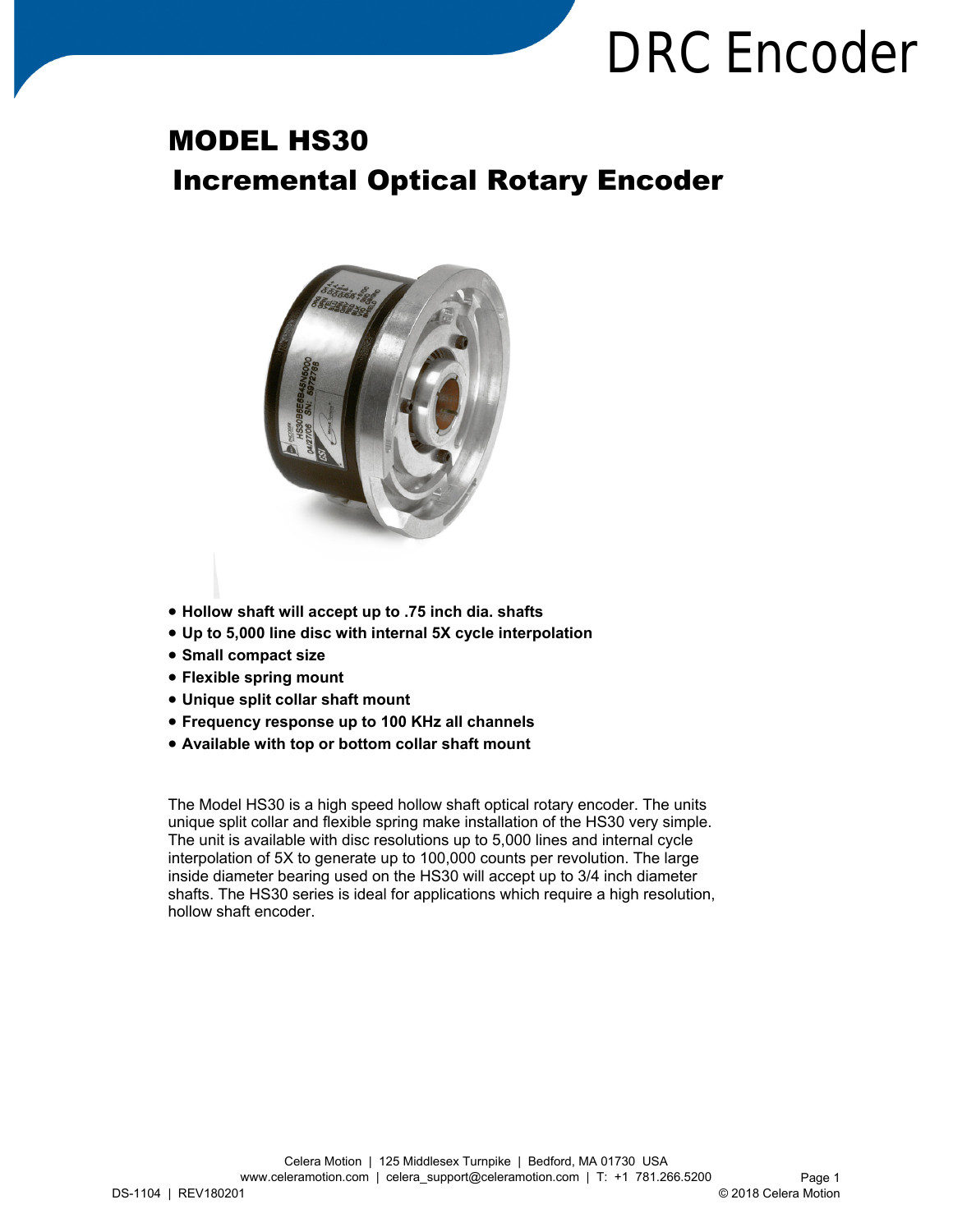# DRC Encoder

## MODEL HS30
## Incremental Optical Rotary Encoder

- **Hollow shaft will accept up to .75 inch dia. shafts**
- **Up to 5,000 line disc with internal 5X cycle interpolation**
- **Small compact size**
- **Flexible spring mount**
- **Unique split collar shaft mount**
- **Frequency response up to 100 KHz all channels**
- **Available with top or bottom collar shaft mount**

The Model HS30 is a high speed hollow shaft optical rotary encoder. The units unique split collar and flexible spring make installation of the HS30 very simple. The unit is available with disc resolutions up to 5,000 lines and internal cycle interpolation of 5X to generate up to 100,000 counts per revolution. The large inside diameter bearing used on the HS30 will accept up to 3/4 inch diameter shafts. The HS30 series is ideal for applications which require a high resolution, hollow shaft encoder.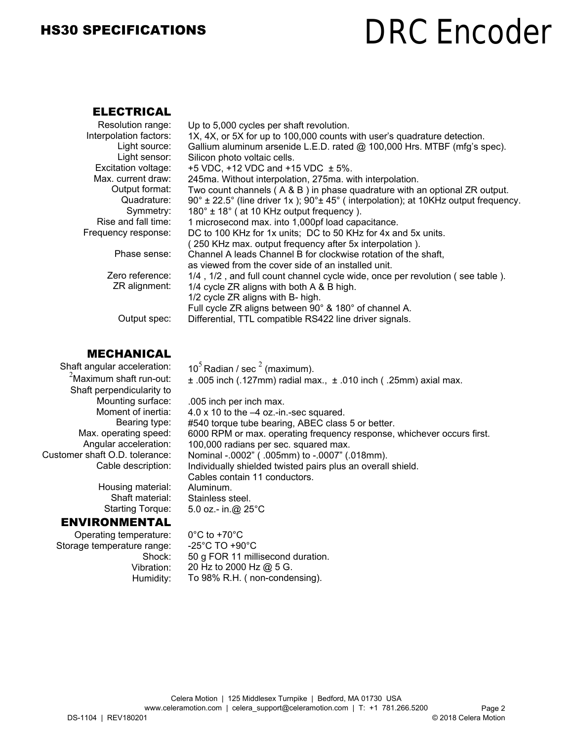# HS30 SPECIFICATIONS

# DRC Encoder

## ELECTRICAL

| | |
|---|---|
| Resolution range: | Up to 5,000 cycles per shaft revolution. |
| Interpolation factors: | 1X, 4X, or 5X for up to 100,000 counts with user's quadrature detection. |
| Light source: | Gallium aluminum arsenide L.E.D. rated @ 100,000 Hrs. MTBF (mfg's spec). |
| Light sensor: | Silicon photo voltaic cells. |
| Excitation voltage: | +5 VDC, +12 VDC and +15 VDC ± 5%. |
| Max. current draw: | 245ma. Without interpolation, 275ma. with interpolation. |
| Output format: | Two count channels ( A & B ) in phase quadrature with an optional ZR output. |
| Quadrature: | 90° ± 22.5° (line driver 1x ); 90°± 45° ( interpolation); at 10KHz output frequency. |
| Symmetry: | 180° ± 18° ( at 10 KHz output frequency ). |
| Rise and fall time: | 1 microsecond max. into 1,000pf load capacitance. |
| Frequency response: | DC to 100 KHz for 1x units; DC to 50 KHz for 4x and 5x units. ( 250 KHz max. output frequency after 5x interpolation ). |
| Phase sense: | Channel A leads Channel B for clockwise rotation of the shaft, as viewed from the cover side of an installed unit. |
| Zero reference: | 1/4 , 1/2 , and full count channel cycle wide, once per revolution ( see table ). |
| ZR alignment: | 1/4 cycle ZR aligns with both A & B high. 1/2 cycle ZR aligns with B- high. Full cycle ZR aligns between 90° & 180° of channel A. |
| Output spec: | Differential, TTL compatible RS422 line driver signals. |

## MECHANICAL

| | |
|---|---|
| Shaft angular acceleration: | $10^5$ Radian / sec $^2$ (maximum). |
| [2]Maximum shaft run-out: | ± .005 inch (.127mm) radial max., ± .010 inch ( .25mm) axial max. |
| Shaft perpendicularity to Mounting surface: | .005 inch per inch max. |
| Moment of inertia: | 4.0 x 10 to the –4 oz.-in.-sec squared. |
| Bearing type: | #540 torque tube bearing, ABEC class 5 or better. |
| Max. operating speed: | 6000 RPM or max. operating frequency response, whichever occurs first. |
| Angular acceleration: | 100,000 radians per sec. squared max. |
| Customer shaft O.D. tolerance: | Nominal -.0002" ( .005mm) to -.0007" (.018mm). |
| Cable description: | Individually shielded twisted pairs plus an overall shield. Cables contain 11 conductors. |
| Housing material: | Aluminum. |
| Shaft material: | Stainless steel. |
| Starting Torque: | 5.0 oz.- in.@ 25°C |

## ENVIRONMENTAL

| | |
|---|---|
| Operating temperature: | 0°C to +70°C |
| Storage temperature range: | -25°C TO +90°C |
| Shock: | 50 g FOR 11 millisecond duration. |
| Vibration: | 20 Hz to 2000 Hz @ 5 G. |
| Humidity: | To 98% R.H. ( non-condensing). |

Celera Motion | 125 Middlesex Turnpike | Bedford, MA 01730 USA
www.celeramotion.com | celera_support@celeramotion.com | T: +1 781.266.5200

DS-1104 | REV180201 © 2018 Celera Motion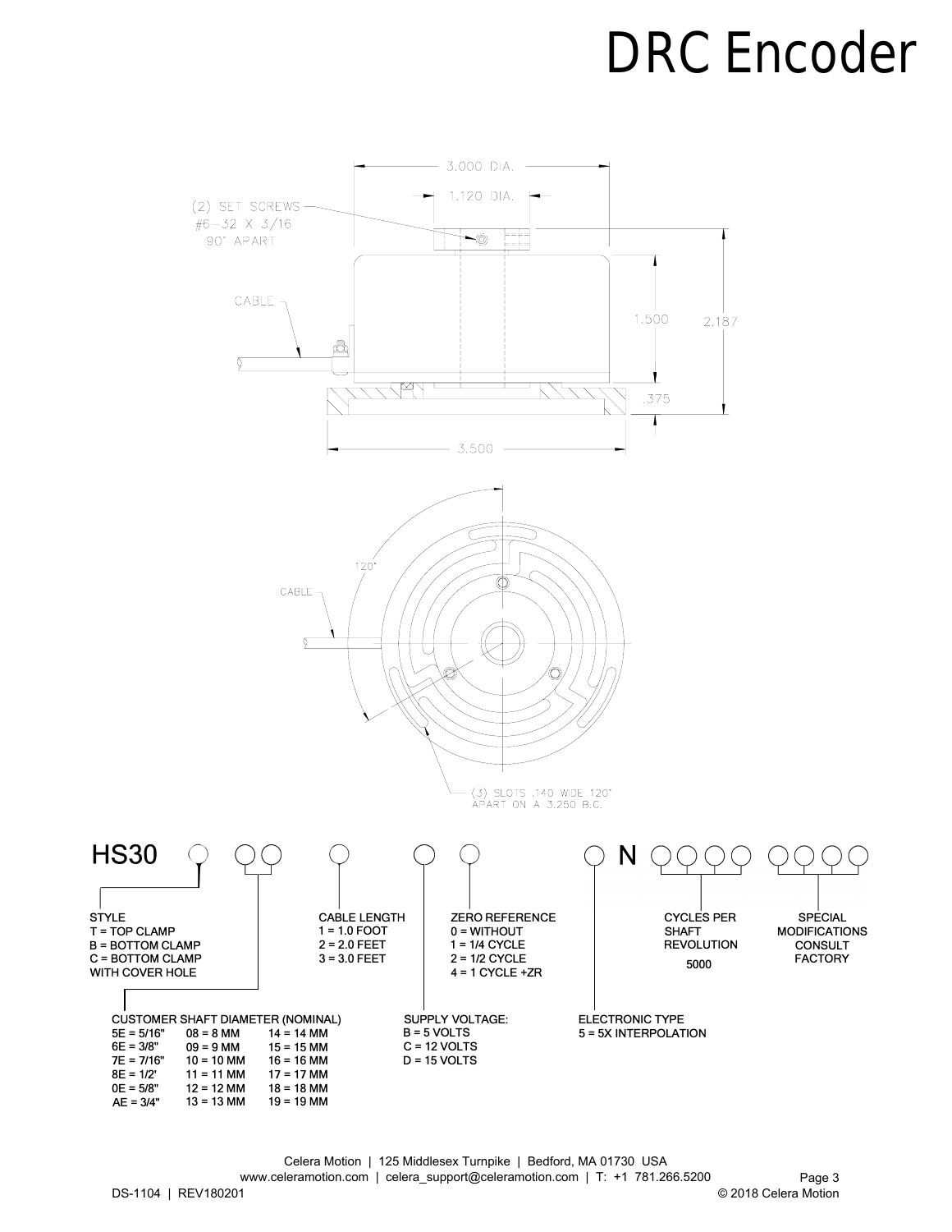# DRC Encoder

3.000 DIA.

1.120 DIA.

(2) SET SCREWS
#6-32 X 3/16
90° APART

CABLE

1.500

2.187

.375

3.500

120°

CABLE

(3) SLOTS .140 WIDE 120° APART ON A 3.250 B.C.

**HS30** ○ ○○ ○ ○ ○ ○ N ○○○○ ○○○○

**STYLE**
T = TOP CLAMP
B = BOTTOM CLAMP
C = BOTTOM CLAMP WITH COVER HOLE

**CUSTOMER SHAFT DIAMETER (NOMINAL)**

| | | |
|---|---|---|
| 5E = 5/16" | 08 = 8 MM | 14 = 14 MM |
| 6E = 3/8" | 09 = 9 MM | 15 = 15 MM |
| 7E = 7/16" | 10 = 10 MM | 16 = 16 MM |
| 8E = 1/2' | 11 = 11 MM | 17 = 17 MM |
| 0E = 5/8" | 12 = 12 MM | 18 = 18 MM |
| AE = 3/4" | 13 = 13 MM | 19 = 19 MM |

**CABLE LENGTH**
1 = 1.0 FOOT
2 = 2.0 FEET
3 = 3.0 FEET

**SUPPLY VOLTAGE:**
B = 5 VOLTS
C = 12 VOLTS
D = 15 VOLTS

**ZERO REFERENCE**
0 = WITHOUT
1 = 1/4 CYCLE
2 = 1/2 CYCLE
4 = 1 CYCLE +ZR

**ELECTRONIC TYPE**
5 = 5X INTERPOLATION

**CYCLES PER SHAFT REVOLUTION**
5000

**SPECIAL MODIFICATIONS CONSULT FACTORY**

Celera Motion | 125 Middlesex Turnpike | Bedford, MA 01730 USA
www.celeramotion.com | celera_support@celeramotion.com | T: +1 781.266.5200

DS-1104 | REV180201

© 2018 Celera Motion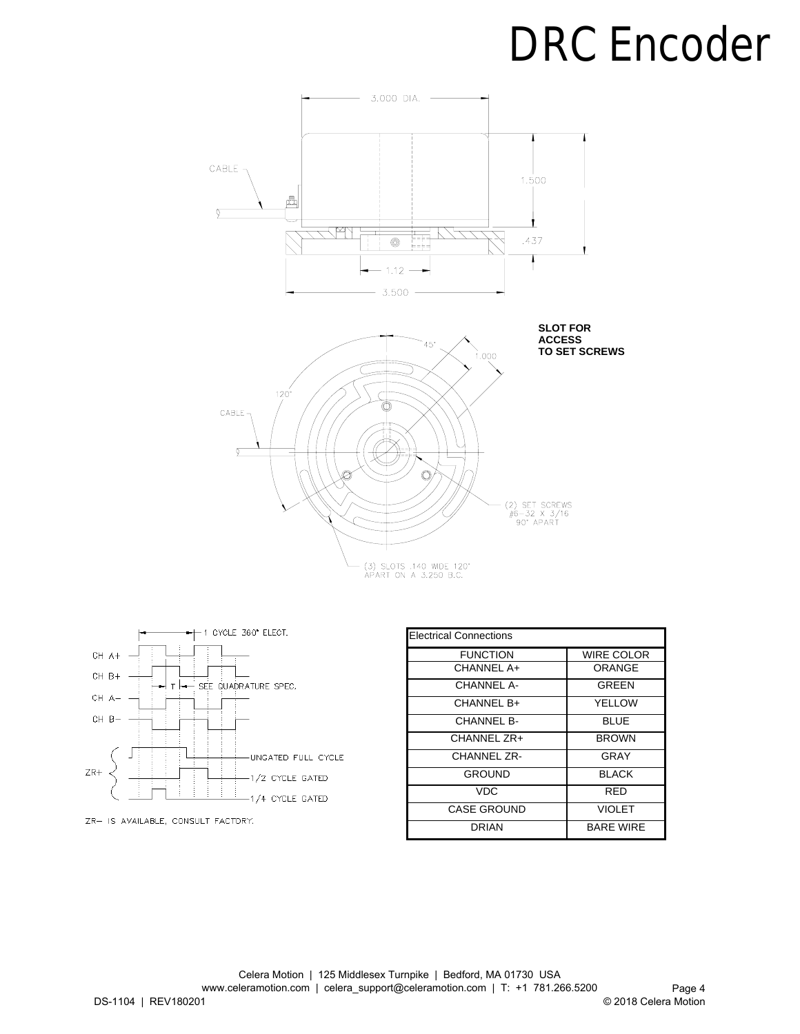# DRC Encoder

3.000 DIA.

CABLE

1.500

.437

1.12

3.500

**SLOT FOR ACCESS TO SET SCREWS**

45°

1.000

120°

CABLE

(2) SET SCREWS #6-32 X 3/16 90° APART

(3) SLOTS .140 WIDE 120° APART ON A 3.250 B.C.

1 CYCLE 360° ELECT.

CH A+

CH B+

T SEE QUADRATURE SPEC.

CH A-

CH B-

ZR+

UNGATED FULL CYCLE

1/2 CYCLE GATED

1/4 CYCLE GATED

ZR- IS AVAILABLE, CONSULT FACTORY.

| Electrical Connections | |
|---|---|
| FUNCTION | WIRE COLOR |
| CHANNEL A+ | ORANGE |
| CHANNEL A- | GREEN |
| CHANNEL B+ | YELLOW |
| CHANNEL B- | BLUE |
| CHANNEL ZR+ | BROWN |
| CHANNEL ZR- | GRAY |
| GROUND | BLACK |
| VDC | RED |
| CASE GROUND | VIOLET |
| DRIAN | BARE WIRE |

Celera Motion | 125 Middlesex Turnpike | Bedford, MA 01730 USA
www.celeramotion.com | celera_support@celeramotion.com | T: +1 781.266.5200

DS-1104 | REV180201

© 2018 Celera Motion